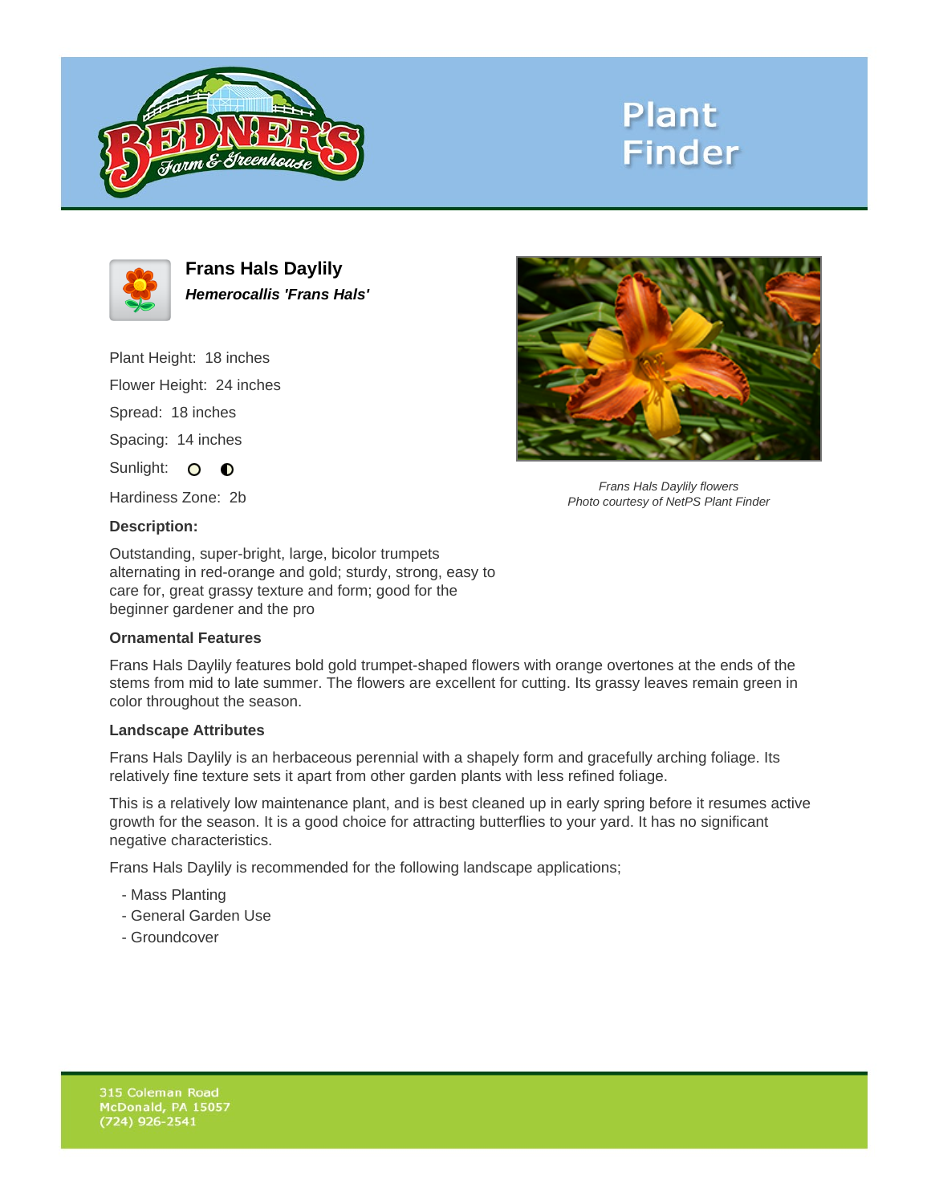# Plant Finder

## Frans Hals Daylily

***Hemerocallis 'Frans Hals'***

Plant Height: 18 inches

Flower Height: 24 inches

Spread: 18 inches

Spacing: 14 inches

Sunlight:

Hardiness Zone: 2b

*Frans Hals Daylily flowers*
*Photo courtesy of NetPS Plant Finder*

**Description:**

Outstanding, super-bright, large, bicolor trumpets alternating in red-orange and gold; sturdy, strong, easy to care for, great grassy texture and form; good for the beginner gardener and the pro

**Ornamental Features**

Frans Hals Daylily features bold gold trumpet-shaped flowers with orange overtones at the ends of the stems from mid to late summer. The flowers are excellent for cutting. Its grassy leaves remain green in color throughout the season.

**Landscape Attributes**

Frans Hals Daylily is an herbaceous perennial with a shapely form and gracefully arching foliage. Its relatively fine texture sets it apart from other garden plants with less refined foliage.

This is a relatively low maintenance plant, and is best cleaned up in early spring before it resumes active growth for the season. It is a good choice for attracting butterflies to your yard. It has no significant negative characteristics.

Frans Hals Daylily is recommended for the following landscape applications;

- Mass Planting
- General Garden Use
- Groundcover

315 Coleman Road
McDonald, PA 15057
(724) 926-2541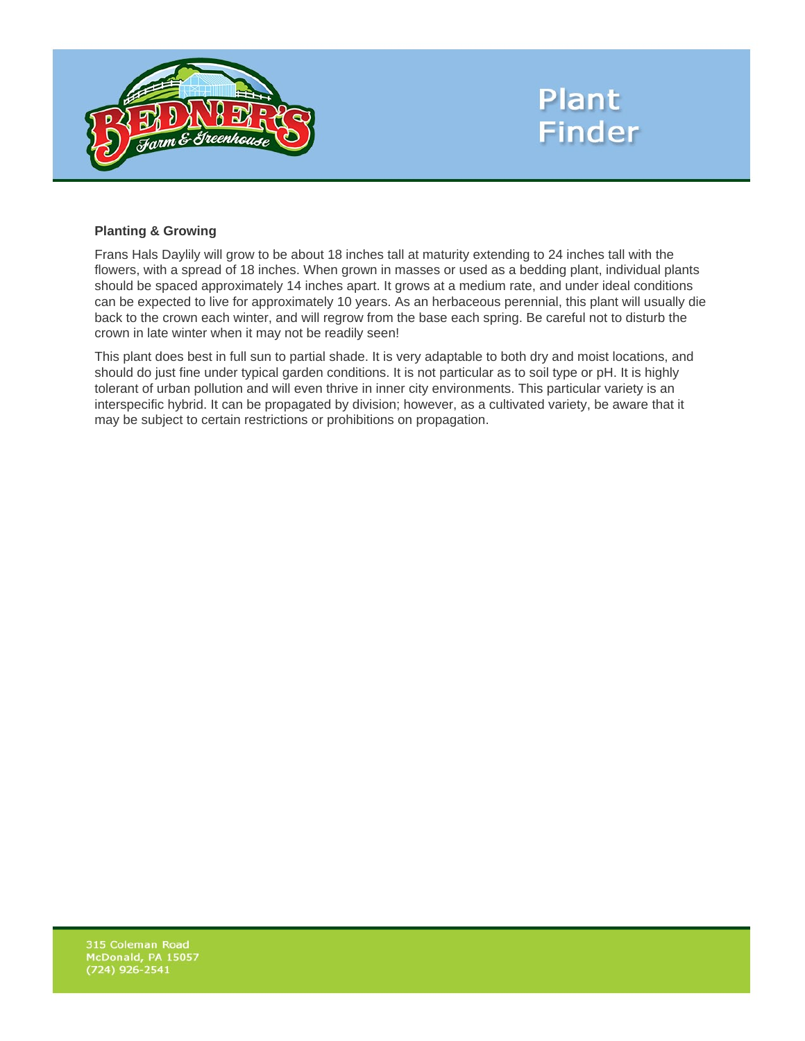### Planting & Growing

Frans Hals Daylily will grow to be about 18 inches tall at maturity extending to 24 inches tall with the flowers, with a spread of 18 inches. When grown in masses or used as a bedding plant, individual plants should be spaced approximately 14 inches apart. It grows at a medium rate, and under ideal conditions can be expected to live for approximately 10 years. As an herbaceous perennial, this plant will usually die back to the crown each winter, and will regrow from the base each spring. Be careful not to disturb the crown in late winter when it may not be readily seen!

This plant does best in full sun to partial shade. It is very adaptable to both dry and moist locations, and should do just fine under typical garden conditions. It is not particular as to soil type or pH. It is highly tolerant of urban pollution and will even thrive in inner city environments. This particular variety is an interspecific hybrid. It can be propagated by division; however, as a cultivated variety, be aware that it may be subject to certain restrictions or prohibitions on propagation.